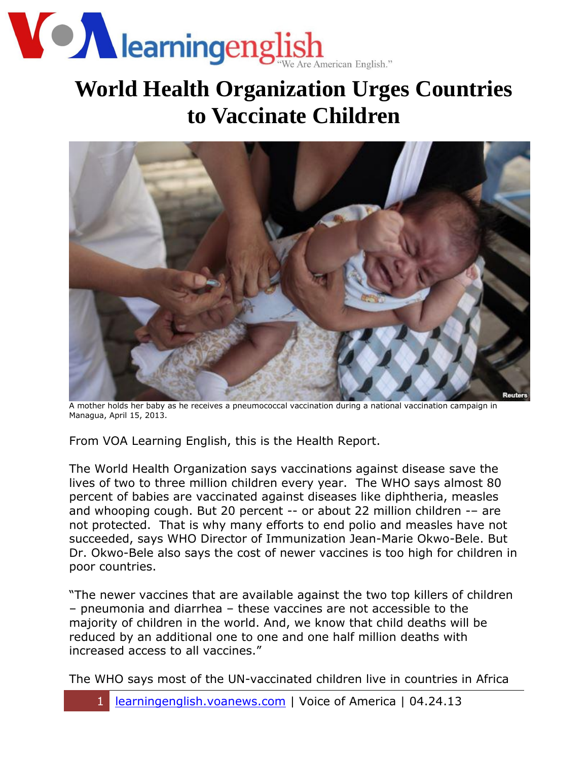# World Health Organization Urges Countries to Vaccinate Children

A mother holds her baby as he receives a pneumococcal vaccination during a national vaccination campaign in Managua, April 15, 2013.

From VOA Learning English, this is the Health Report.

The World Health Organization says vaccinations against disease save the lives of two to three million children every year. The WHO says almost 80 percent of babies are vaccinated against diseases like diphtheria, measles and whooping cough. But 20 percent -- or about 22 million children -– are not protected. That is why many efforts to end polio and measles have not succeeded, says WHO Director of Immunization Jean-Marie Okwo-Bele. But Dr. Okwo-Bele also says the cost of newer vaccines is too high for children in poor countries.

"The newer vaccines that are available against the two top killers of children – pneumonia and diarrhea – these vaccines are not accessible to the majority of children in the world. And, we know that child deaths will be reduced by an additional one to one and one half million deaths with increased access to all vaccines."

The WHO says most of the UN-vaccinated children live in countries in Africa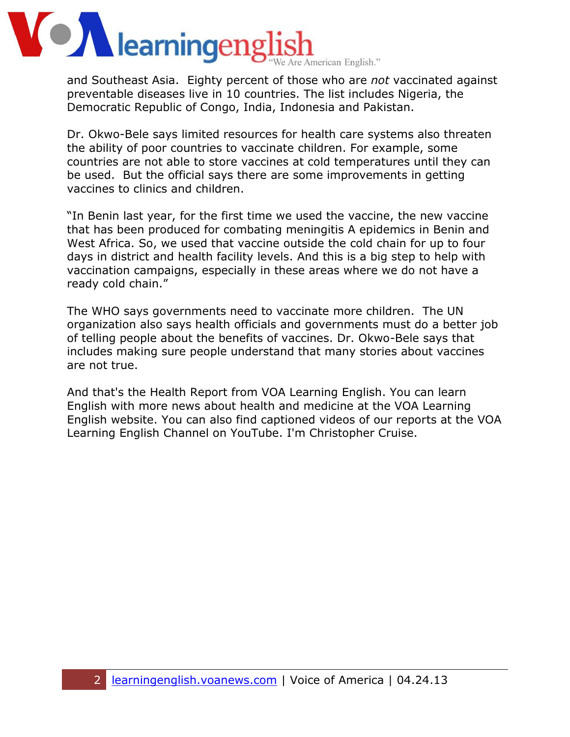and Southeast Asia. Eighty percent of those who are *not* vaccinated against preventable diseases live in 10 countries. The list includes Nigeria, the Democratic Republic of Congo, India, Indonesia and Pakistan.

Dr. Okwo-Bele says limited resources for health care systems also threaten the ability of poor countries to vaccinate children. For example, some countries are not able to store vaccines at cold temperatures until they can be used. But the official says there are some improvements in getting vaccines to clinics and children.

"In Benin last year, for the first time we used the vaccine, the new vaccine that has been produced for combating meningitis A epidemics in Benin and West Africa. So, we used that vaccine outside the cold chain for up to four days in district and health facility levels. And this is a big step to help with vaccination campaigns, especially in these areas where we do not have a ready cold chain."

The WHO says governments need to vaccinate more children. The UN organization also says health officials and governments must do a better job of telling people about the benefits of vaccines. Dr. Okwo-Bele says that includes making sure people understand that many stories about vaccines are not true.

And that's the Health Report from VOA Learning English. You can learn English with more news about health and medicine at the VOA Learning English website. You can also find captioned videos of our reports at the VOA Learning English Channel on YouTube. I'm Christopher Cruise.